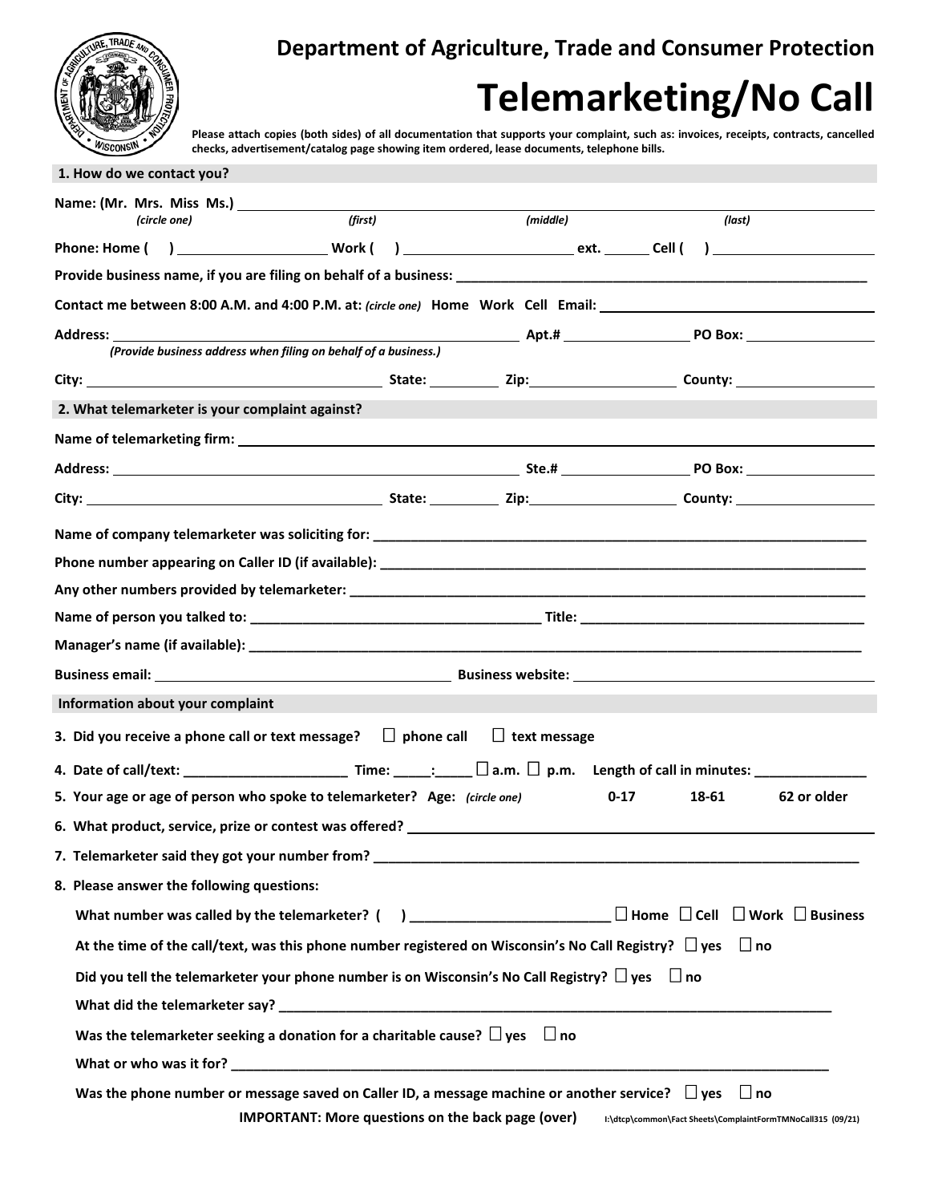**Department of Agriculture, Trade and Consumer Protection**

# Telemarketing/No Call

**Please attach copies (both sides) of all documentation that supports your complaint, such as: invoices, receipts, contracts, cancelled checks, advertisement/catalog page showing item ordered, lease documents, telephone bills.**

## 1. How do we contact you?

**Name: (Mr. Mrs. Miss Ms.)** ______________________________________________
*(circle one)* *(first)* *(middle)* *(last)*

**Phone: Home (   )** __________ **Work (   )** __________ **ext.** ______ **Cell (   )** __________

**Provide business name, if you are filing on behalf of a business:** ______________________________

**Contact me between 8:00 A.M. and 4:00 P.M. at:** *(circle one)* **Home Work Cell Email:** __________

**Address:** ______________________________ **Apt.#** __________ **PO Box:** __________
*(Provide business address when filing on behalf of a business.)*

**City:** ____________________ **State:** ______ **Zip:** __________ **County:** __________

## 2. What telemarketer is your complaint against?

**Name of telemarketing firm:** ______________________________________________

**Address:** ______________________________ **Ste.#** __________ **PO Box:** __________

**City:** ____________________ **State:** ______ **Zip:** __________ **County:** __________

**Name of company telemarketer was soliciting for:** ______________________________

**Phone number appearing on Caller ID (if available):** ______________________________

**Any other numbers provided by telemarketer:** ______________________________

**Name of person you talked to:** ____________________ **Title:** ____________________

**Manager's name (if available):** ______________________________

**Business email:** ____________________ **Business website:** ____________________

## Information about your complaint

**3. Did you receive a phone call or text message?** ☐ **phone call** ☐ **text message**

**4. Date of call/text:** ____________ **Time:** _____:_____ ☐ **a.m.** ☐ **p.m.** **Length of call in minutes:** __________

**5. Your age or age of person who spoke to telemarketer? Age:** *(circle one)* **0-17** **18-61** **62 or older**

**6. What product, service, prize or contest was offered?** ______________________________

**7. Telemarketer said they got your number from?** ______________________________

**8. Please answer the following questions:**

- **What number was called by the telemarketer? (   )** ____________________ ☐ **Home** ☐ **Cell** ☐ **Work** ☐ **Business**
- **At the time of the call/text, was this phone number registered on Wisconsin's No Call Registry?** ☐ **yes** ☐ **no**
- **Did you tell the telemarketer your phone number is on Wisconsin's No Call Registry?** ☐ **yes** ☐ **no**
- **What did the telemarketer say?** ______________________________
- **Was the telemarketer seeking a donation for a charitable cause?** ☐ **yes** ☐ **no**
- **What or who was it for?** ______________________________
- **Was the phone number or message saved on Caller ID, a message machine or another service?** ☐ **yes** ☐ **no**

**IMPORTANT: More questions on the back page (over)**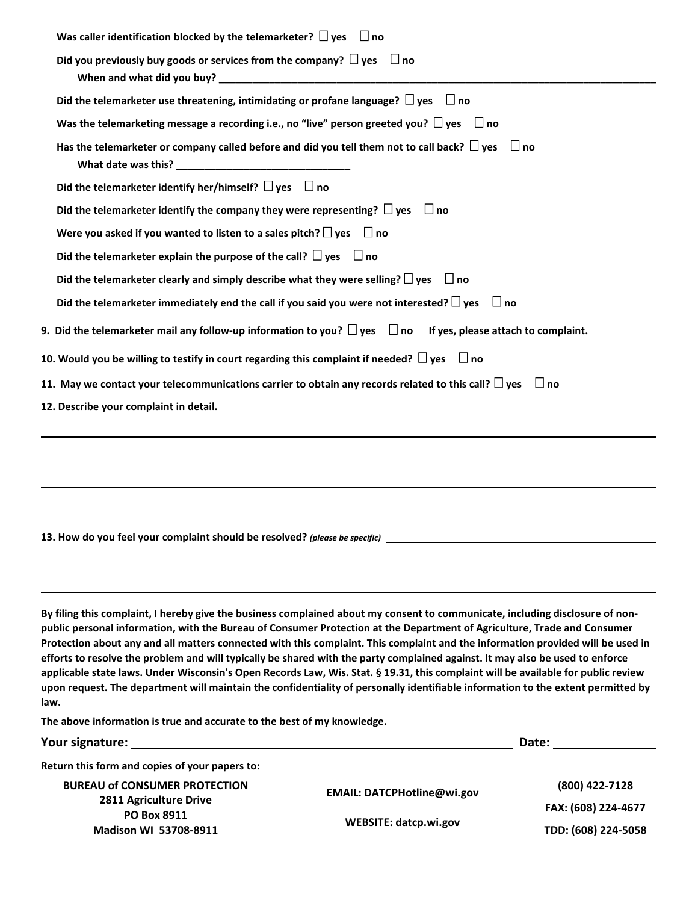**Was caller identification blocked by the telemarketer?** ☐ **yes** ☐ **no**

**Did you previously buy goods or services from the company?** ☐ **yes** ☐ **no**

**When and what did you buy?** ____________________________________________________________________________

**Did the telemarketer use threatening, intimidating or profane language?** ☐ **yes** ☐ **no**

**Was the telemarketing message a recording i.e., no "live" person greeted you?** ☐ **yes** ☐ **no**

**Has the telemarketer or company called before and did you tell them not to call back?** ☐ **yes** ☐ **no**

**What date was this?** ______________________________

**Did the telemarketer identify her/himself?** ☐ **yes** ☐ **no**

**Did the telemarketer identify the company they were representing?** ☐ **yes** ☐ **no**

**Were you asked if you wanted to listen to a sales pitch?** ☐ **yes** ☐ **no**

**Did the telemarketer explain the purpose of the call?** ☐ **yes** ☐ **no**

**Did the telemarketer clearly and simply describe what they were selling?** ☐ **yes** ☐ **no**

**Did the telemarketer immediately end the call if you said you were not interested?** ☐ **yes** ☐ **no**

**9. Did the telemarketer mail any follow-up information to you?** ☐ **yes** ☐ **no** **If yes, please attach to complaint.**

**10. Would you be willing to testify in court regarding this complaint if needed?** ☐ **yes** ☐ **no**

**11. May we contact your telecommunications carrier to obtain any records related to this call?** ☐ **yes** ☐ **no**

**12. Describe your complaint in detail.** ____________________________________________________________

____________________________________________________________________________________________

____________________________________________________________________________________________

____________________________________________________________________________________________

____________________________________________________________________________________________

**13. How do you feel your complaint should be resolved?** ***(please be specific)*** ____________________________________

____________________________________________________________________________________________

____________________________________________________________________________________________

**By filing this complaint, I hereby give the business complained about my consent to communicate, including disclosure of non-public personal information, with the Bureau of Consumer Protection at the Department of Agriculture, Trade and Consumer Protection about any and all matters connected with this complaint. This complaint and the information provided will be used in efforts to resolve the problem and will typically be shared with the party complained against. It may also be used to enforce applicable state laws. Under Wisconsin's Open Records Law, Wis. Stat. § 19.31, this complaint will be available for public review upon request. The department will maintain the confidentiality of personally identifiable information to the extent permitted by law.**

**The above information is true and accurate to the best of my knowledge.**

**Your signature:** ____________________________________________ **Date:** ______________

**Return this form and copies of your papers to:**

**BUREAU of CONSUMER PROTECTION**
**2811 Agriculture Drive**
**PO Box 8911**
**Madison WI 53708-8911**

**EMAIL: DATCPHotline@wi.gov**

**WEBSITE: datcp.wi.gov**

**(800) 422-7128**

**FAX: (608) 224-4677**

**TDD: (608) 224-5058**